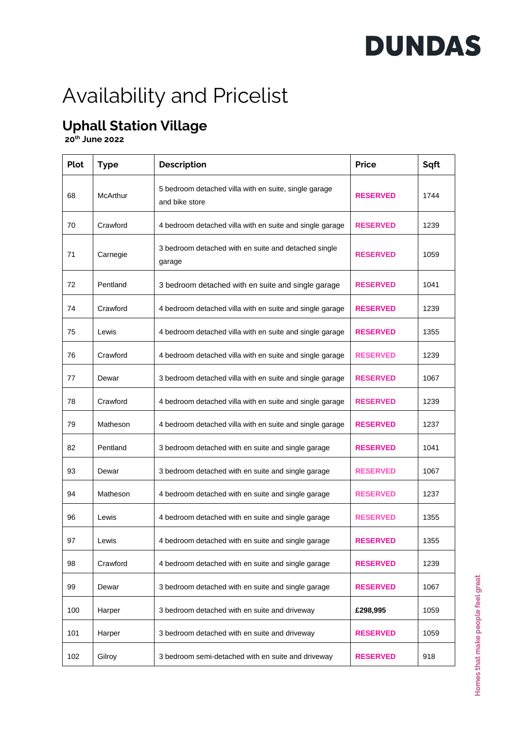DUNDAS

# Availability and Pricelist

## Uphall Station Village

**20th June 2022**

| Plot | Type | Description | Price | Sqft |
|---|---|---|---|---|
| 68 | McArthur | 5 bedroom detached villa with en suite, single garage and bike store | **RESERVED** | 1744 |
| 70 | Crawford | 4 bedroom detached villa with en suite and single garage | **RESERVED** | 1239 |
| 71 | Carnegie | 3 bedroom detached with en suite and detached single garage | **RESERVED** | 1059 |
| 72 | Pentland | 3 bedroom detached with en suite and single garage | **RESERVED** | 1041 |
| 74 | Crawford | 4 bedroom detached villa with en suite and single garage | **RESERVED** | 1239 |
| 75 | Lewis | 4 bedroom detached villa with en suite and single garage | **RESERVED** | 1355 |
| 76 | Crawford | 4 bedroom detached villa with en suite and single garage | **RESERVED** | 1239 |
| 77 | Dewar | 3 bedroom detached villa with en suite and single garage | **RESERVED** | 1067 |
| 78 | Crawford | 4 bedroom detached villa with en suite and single garage | **RESERVED** | 1239 |
| 79 | Matheson | 4 bedroom detached villa with en suite and single garage | **RESERVED** | 1237 |
| 82 | Pentland | 3 bedroom detached with en suite and single garage | **RESERVED** | 1041 |
| 93 | Dewar | 3 bedroom detached with en suite and single garage | **RESERVED** | 1067 |
| 94 | Matheson | 4 bedroom detached with en suite and single garage | **RESERVED** | 1237 |
| 96 | Lewis | 4 bedroom detached with en suite and single garage | **RESERVED** | 1355 |
| 97 | Lewis | 4 bedroom detached with en suite and single garage | **RESERVED** | 1355 |
| 98 | Crawford | 4 bedroom detached with en suite and single garage | **RESERVED** | 1239 |
| 99 | Dewar | 3 bedroom detached with en suite and single garage | **RESERVED** | 1067 |
| 100 | Harper | 3 bedroom detached with en suite and driveway | **£298,995** | 1059 |
| 101 | Harper | 3 bedroom detached with en suite and driveway | **RESERVED** | 1059 |
| 102 | Gilroy | 3 bedroom semi-detached with en suite and driveway | **RESERVED** | 918 |

Homes that make people feel great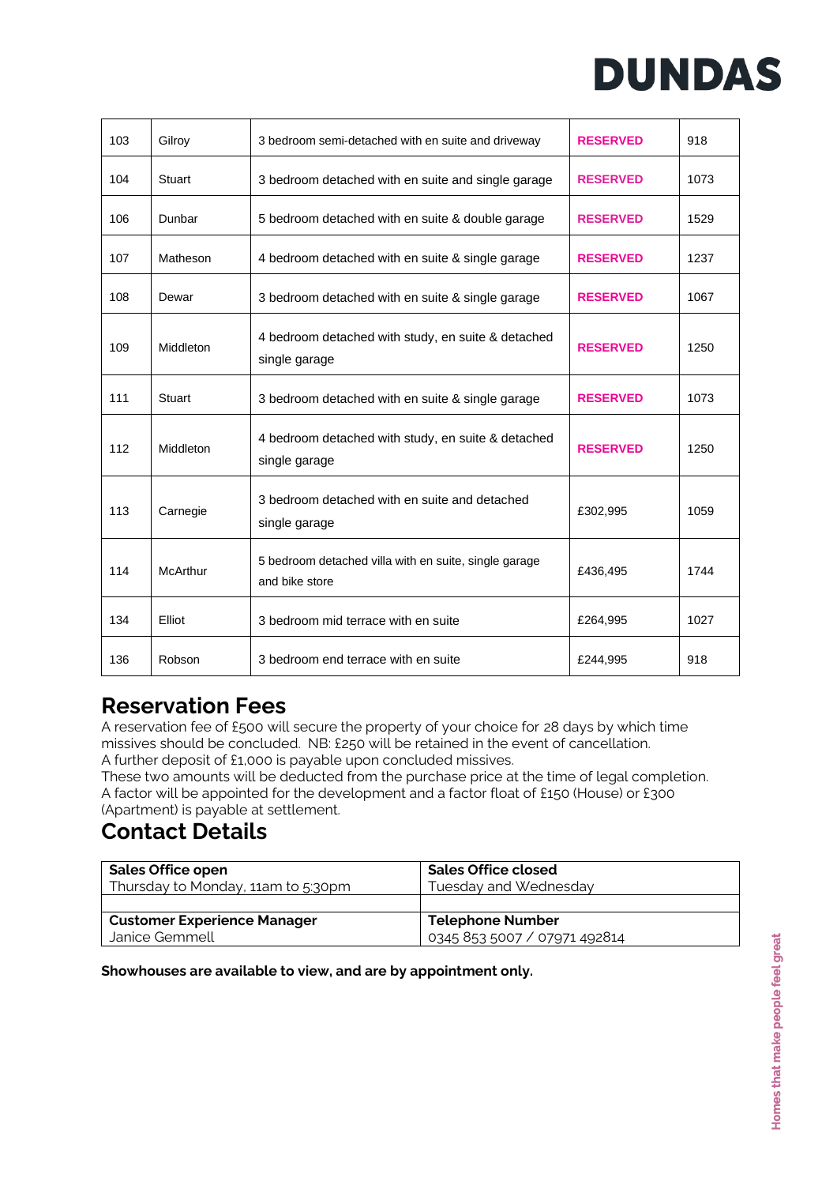| | | | | |
|---|---|---|---|---|
| 103 | Gilroy | 3 bedroom semi-detached with en suite and driveway | **RESERVED** | 918 |
| 104 | Stuart | 3 bedroom detached with en suite and single garage | **RESERVED** | 1073 |
| 106 | Dunbar | 5 bedroom detached with en suite & double garage | **RESERVED** | 1529 |
| 107 | Matheson | 4 bedroom detached with en suite & single garage | **RESERVED** | 1237 |
| 108 | Dewar | 3 bedroom detached with en suite & single garage | **RESERVED** | 1067 |
| 109 | Middleton | 4 bedroom detached with study, en suite & detached single garage | **RESERVED** | 1250 |
| 111 | Stuart | 3 bedroom detached with en suite & single garage | **RESERVED** | 1073 |
| 112 | Middleton | 4 bedroom detached with study, en suite & detached single garage | **RESERVED** | 1250 |
| 113 | Carnegie | 3 bedroom detached with en suite and detached single garage | £302,995 | 1059 |
| 114 | McArthur | 5 bedroom detached villa with en suite, single garage and bike store | £436,495 | 1744 |
| 134 | Elliot | 3 bedroom mid terrace with en suite | £264,995 | 1027 |
| 136 | Robson | 3 bedroom end terrace with en suite | £244,995 | 918 |

## Reservation Fees

A reservation fee of £500 will secure the property of your choice for 28 days by which time missives should be concluded. NB: £250 will be retained in the event of cancellation.
A further deposit of £1,000 is payable upon concluded missives.
These two amounts will be deducted from the purchase price at the time of legal completion.
A factor will be appointed for the development and a factor float of £150 (House) or £300 (Apartment) is payable at settlement.

## Contact Details

| **Sales Office open** | **Sales Office closed** |
|---|---|
| Thursday to Monday, 11am to 5:30pm | Tuesday and Wednesday |
| | |
| **Customer Experience Manager** | **Telephone Number** |
| Janice Gemmell | 0345 853 5007 / 07971 492814 |

**Showhouses are available to view, and are by appointment only.**